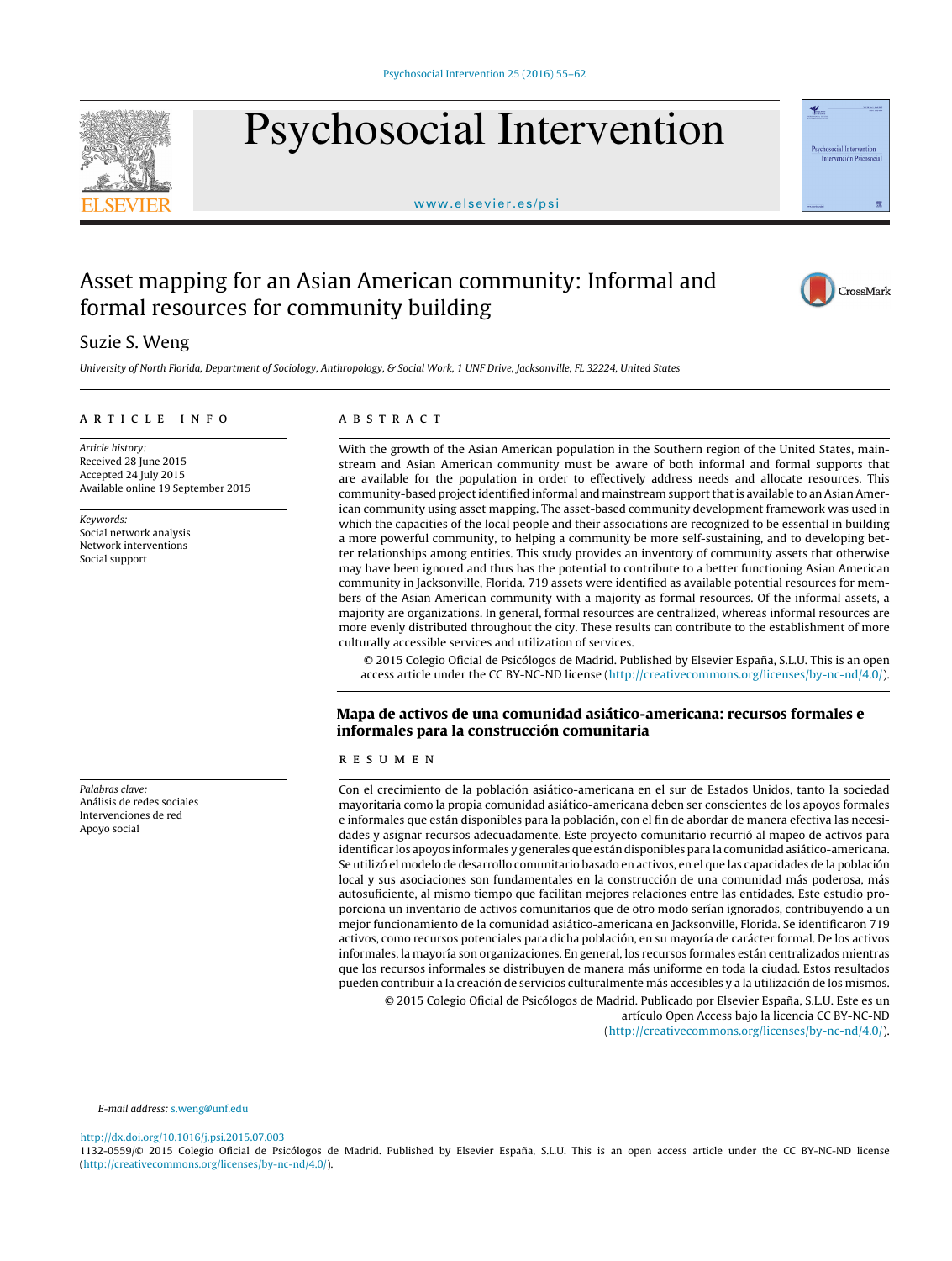# Asset mapping for an Asian American community: Informal and formal resources for community building

Suzie S. Weng

*University of North Florida, Department of Sociology, Anthropology, & Social Work, 1 UNF Drive, Jacksonville, FL 32224, United States*

## ARTICLE INFO

*Article history:*
Received 28 June 2015
Accepted 24 July 2015
Available online 19 September 2015

*Keywords:*
Social network analysis
Network interventions
Social support

## ABSTRACT

With the growth of the Asian American population in the Southern region of the United States, mainstream and Asian American community must be aware of both informal and formal supports that are available for the population in order to effectively address needs and allocate resources. This community-based project identified informal and mainstream support that is available to an Asian American community using asset mapping. The asset-based community development framework was used in which the capacities of the local people and their associations are recognized to be essential in building a more powerful community, to helping a community be more self-sustaining, and to developing better relationships among entities. This study provides an inventory of community assets that otherwise may have been ignored and thus has the potential to contribute to a better functioning Asian American community in Jacksonville, Florida. 719 assets were identified as available potential resources for members of the Asian American community with a majority as formal resources. Of the informal assets, a majority are organizations. In general, formal resources are centralized, whereas informal resources are more evenly distributed throughout the city. These results can contribute to the establishment of more culturally accessible services and utilization of services.

© 2015 Colegio Oficial de Psicólogos de Madrid. Published by Elsevier España, S.L.U. This is an open access article under the CC BY-NC-ND license (http://creativecommons.org/licenses/by-nc-nd/4.0/).

## Mapa de activos de una comunidad asiático-americana: recursos formales e informales para la construcción comunitaria

*Palabras clave:*
Análisis de redes sociales
Intervenciones de red
Apoyo social

## RESUMEN

Con el crecimiento de la población asiático-americana en el sur de Estados Unidos, tanto la sociedad mayoritaria como la propia comunidad asiático-americana deben ser conscientes de los apoyos formales e informales que están disponibles para la población, con el fin de abordar de manera efectiva las necesidades y asignar recursos adecuadamente. Este proyecto comunitario recurrió al mapeo de activos para identificar los apoyos informales y generales que están disponibles para la comunidad asiático-americana. Se utilizó el modelo de desarrollo comunitario basado en activos, en el que las capacidades de la población local y sus asociaciones son fundamentales en la construcción de una comunidad más poderosa, más autosuficiente, al mismo tiempo que facilitan mejores relaciones entre las entidades. Este estudio proporciona un inventario de activos comunitarios que de otro modo serían ignorados, contribuyendo a un mejor funcionamiento de la comunidad asiático-americana en Jacksonville, Florida. Se identificaron 719 activos, como recursos potenciales para dicha población, en su mayoría de carácter formal. De los activos informales, la mayoría son organizaciones. En general, los recursos formales están centralizados mientras que los recursos informales se distribuyen de manera más uniforme en toda la ciudad. Estos resultados pueden contribuir a la creación de servicios culturalmente más accesibles y a la utilización de los mismos.

© 2015 Colegio Oficial de Psicólogos de Madrid. Publicado por Elsevier España, S.L.U. Este es un artículo Open Access bajo la licencia CC BY-NC-ND (http://creativecommons.org/licenses/by-nc-nd/4.0/).

E-mail address: s.weng@unf.edu

http://dx.doi.org/10.1016/j.psi.2015.07.003
1132-0559/© 2015 Colegio Oficial de Psicólogos de Madrid. Published by Elsevier España, S.L.U. This is an open access article under the CC BY-NC-ND license (http://creativecommons.org/licenses/by-nc-nd/4.0/).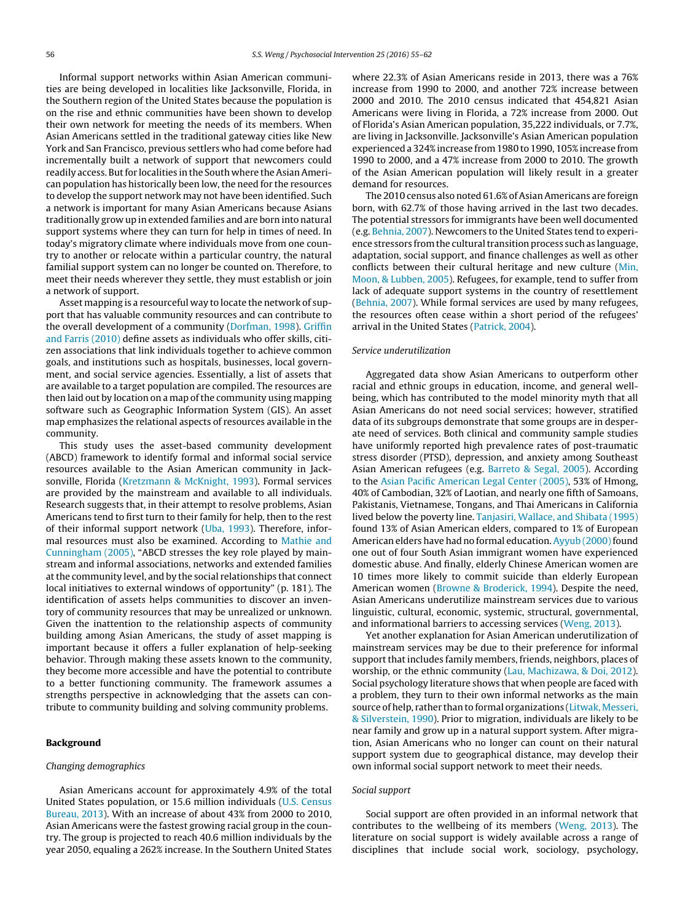Informal support networks within Asian American communities are being developed in localities like Jacksonville, Florida, in the Southern region of the United States because the population is on the rise and ethnic communities have been shown to develop their own network for meeting the needs of its members. When Asian Americans settled in the traditional gateway cities like New York and San Francisco, previous settlers who had come before had incrementally built a network of support that newcomers could readily access. But for localities in the South where the Asian American population has historically been low, the need for the resources to develop the support network may not have been identified. Such a network is important for many Asian Americans because Asians traditionally grow up in extended families and are born into natural support systems where they can turn for help in times of need. In today's migratory climate where individuals move from one country to another or relocate within a particular country, the natural familial support system can no longer be counted on. Therefore, to meet their needs wherever they settle, they must establish or join a network of support.

Asset mapping is a resourceful way to locate the network of support that has valuable community resources and can contribute to the overall development of a community (Dorfman, 1998). Griffin and Farris (2010) define assets as individuals who offer skills, citizen associations that link individuals together to achieve common goals, and institutions such as hospitals, businesses, local government, and social service agencies. Essentially, a list of assets that are available to a target population are compiled. The resources are then laid out by location on a map of the community using mapping software such as Geographic Information System (GIS). An asset map emphasizes the relational aspects of resources available in the community.

This study uses the asset-based community development (ABCD) framework to identify formal and informal social service resources available to the Asian American community in Jacksonville, Florida (Kretzmann & McKnight, 1993). Formal services are provided by the mainstream and available to all individuals. Research suggests that, in their attempt to resolve problems, Asian Americans tend to first turn to their family for help, then to the rest of their informal support network (Uba, 1993). Therefore, informal resources must also be examined. According to Mathie and Cunningham (2005), "ABCD stresses the key role played by mainstream and informal associations, networks and extended families at the community level, and by the social relationships that connect local initiatives to external windows of opportunity" (p. 181). The identification of assets helps communities to discover an inventory of community resources that may be unrealized or unknown. Given the inattention to the relationship aspects of community building among Asian Americans, the study of asset mapping is important because it offers a fuller explanation of help-seeking behavior. Through making these assets known to the community, they become more accessible and have the potential to contribute to a better functioning community. The framework assumes a strengths perspective in acknowledging that the assets can contribute to community building and solving community problems.

## Background

### *Changing demographics*

Asian Americans account for approximately 4.9% of the total United States population, or 15.6 million individuals (U.S. Census Bureau, 2013). With an increase of 43% from 2000 to 2010, Asian Americans were the fastest growing racial group in the country. The group is projected to reach 40.6 million individuals by the year 2050, equaling a 262% increase. In the Southern United States where 22.3% of Asian Americans reside in 2013, there was a 76% increase from 1990 to 2000, and another 72% increase between 2000 and 2010. The 2010 census indicated that 454,821 Asian Americans were living in Florida, a 72% increase from 2000. Out of Florida's Asian American population, 35,222 individuals, or 7.7%, are living in Jacksonville. Jacksonville's Asian American population experienced a 324% increase from 1980 to 1990, 105% increase from 1990 to 2000, and a 47% increase from 2000 to 2010. The growth of the Asian American population will likely result in a greater demand for resources.

The 2010 census also noted 61.6% of Asian Americans are foreign born, with 62.7% of those having arrived in the last two decades. The potential stressors for immigrants have been well documented (e.g. Behnia, 2007). Newcomers to the United States tend to experience stressors from the cultural transition process such as language, adaptation, social support, and finance challenges as well as other conflicts between their cultural heritage and new culture (Min, Moon, & Lubben, 2005). Refugees, for example, tend to suffer from lack of adequate support systems in the country of resettlement (Behnia, 2007). While formal services are used by many refugees, the resources often cease within a short period of the refugees' arrival in the United States (Patrick, 2004).

### *Service underutilization*

Aggregated data show Asian Americans to outperform other racial and ethnic groups in education, income, and general wellbeing, which has contributed to the model minority myth that all Asian Americans do not need social services; however, stratified data of its subgroups demonstrate that some groups are in desperate need of services. Both clinical and community sample studies have uniformly reported high prevalence rates of post-traumatic stress disorder (PTSD), depression, and anxiety among Southeast Asian American refugees (e.g. Barreto & Segal, 2005). According to the Asian Pacific American Legal Center (2005), 53% of Hmong, 40% of Cambodian, 32% of Laotian, and nearly one fifth of Samoans, Pakistanis, Vietnamese, Tongans, and Thai Americans in California lived below the poverty line. Tanjasiri, Wallace, and Shibata (1995) found 13% of Asian American elders, compared to 1% of European American elders have had no formal education. Ayyub (2000) found one out of four South Asian immigrant women have experienced domestic abuse. And finally, elderly Chinese American women are 10 times more likely to commit suicide than elderly European American women (Browne & Broderick, 1994). Despite the need, Asian Americans underutilize mainstream services due to various linguistic, cultural, economic, systemic, structural, governmental, and informational barriers to accessing services (Weng, 2013).

Yet another explanation for Asian American underutilization of mainstream services may be due to their preference for informal support that includes family members, friends, neighbors, places of worship, or the ethnic community (Lau, Machizawa, & Doi, 2012). Social psychology literature shows that when people are faced with a problem, they turn to their own informal networks as the main source of help, rather than to formal organizations (Litwak, Messeri, & Silverstein, 1990). Prior to migration, individuals are likely to be near family and grow up in a natural support system. After migration, Asian Americans who no longer can count on their natural support system due to geographical distance, may develop their own informal social support network to meet their needs.

### *Social support*

Social support are often provided in an informal network that contributes to the wellbeing of its members (Weng, 2013). The literature on social support is widely available across a range of disciplines that include social work, sociology, psychology,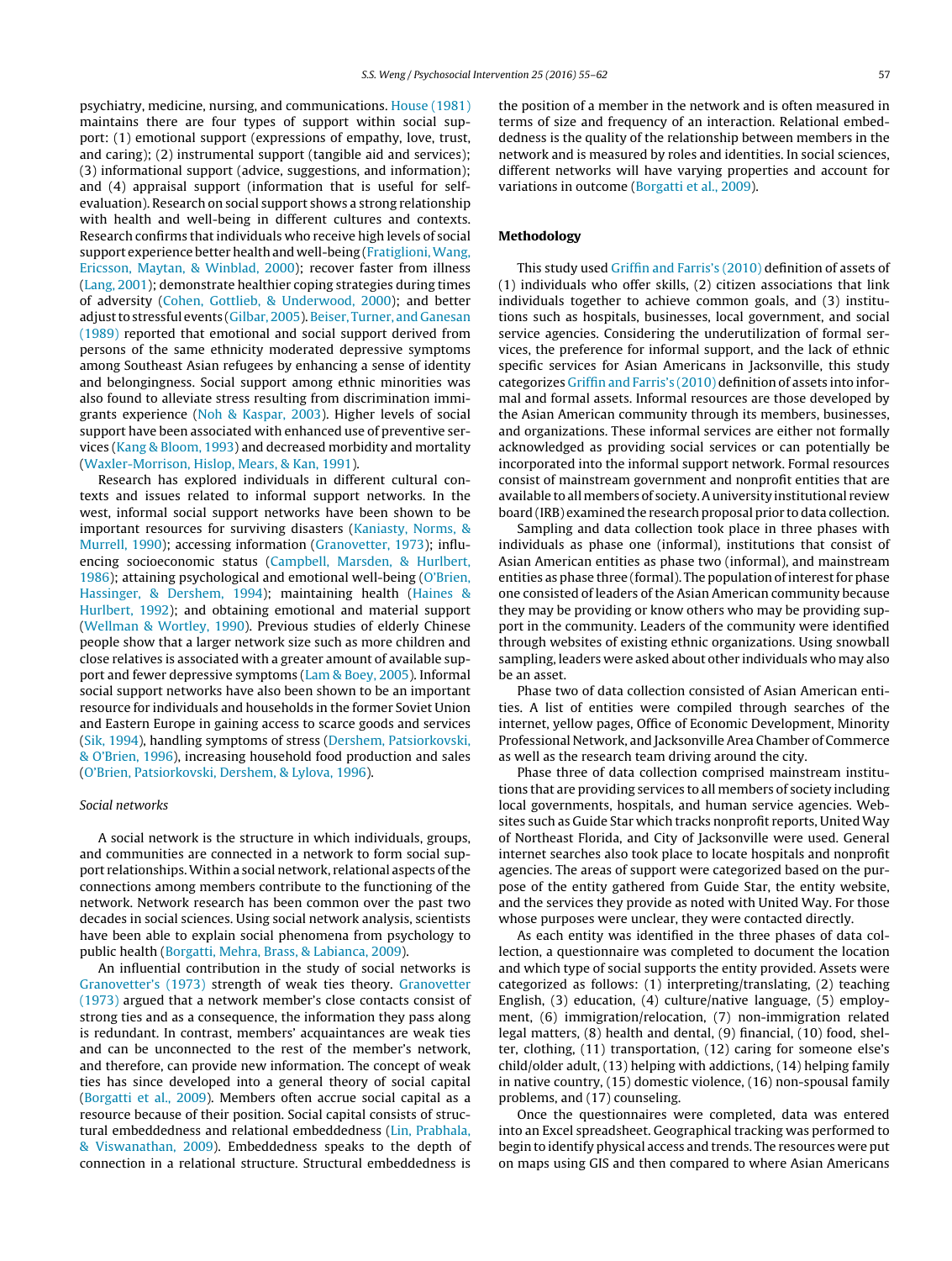psychiatry, medicine, nursing, and communications. House (1981) maintains there are four types of support within social support: (1) emotional support (expressions of empathy, love, trust, and caring); (2) instrumental support (tangible aid and services); (3) informational support (advice, suggestions, and information); and (4) appraisal support (information that is useful for self-evaluation). Research on social support shows a strong relationship with health and well-being in different cultures and contexts. Research confirms that individuals who receive high levels of social support experience better health and well-being (Fratiglioni, Wang, Ericsson, Maytan, & Winblad, 2000); recover faster from illness (Lang, 2001); demonstrate healthier coping strategies during times of adversity (Cohen, Gottlieb, & Underwood, 2000); and better adjust to stressful events (Gilbar, 2005). Beiser, Turner, and Ganesan (1989) reported that emotional and social support derived from persons of the same ethnicity moderated depressive symptoms among Southeast Asian refugees by enhancing a sense of identity and belongingness. Social support among ethnic minorities was also found to alleviate stress resulting from discrimination immigrants experience (Noh & Kaspar, 2003). Higher levels of social support have been associated with enhanced use of preventive services (Kang & Bloom, 1993) and decreased morbidity and mortality (Waxler-Morrison, Hislop, Mears, & Kan, 1991).

Research has explored individuals in different cultural contexts and issues related to informal support networks. In the west, informal social support networks have been shown to be important resources for surviving disasters (Kaniasty, Norms, & Murrell, 1990); accessing information (Granovetter, 1973); influencing socioeconomic status (Campbell, Marsden, & Hurlbert, 1986); attaining psychological and emotional well-being (O'Brien, Hassinger, & Dershem, 1994); maintaining health (Haines & Hurlbert, 1992); and obtaining emotional and material support (Wellman & Wortley, 1990). Previous studies of elderly Chinese people show that a larger network size such as more children and close relatives is associated with a greater amount of available support and fewer depressive symptoms (Lam & Boey, 2005). Informal social support networks have also been shown to be an important resource for individuals and households in the former Soviet Union and Eastern Europe in gaining access to scarce goods and services (Sik, 1994), handling symptoms of stress (Dershem, Patsiorkovski, & O'Brien, 1996), increasing household food production and sales (O'Brien, Patsiorkovski, Dershem, & Lylova, 1996).

### *Social networks*

A social network is the structure in which individuals, groups, and communities are connected in a network to form social support relationships. Within a social network, relational aspects of the connections among members contribute to the functioning of the network. Network research has been common over the past two decades in social sciences. Using social network analysis, scientists have been able to explain social phenomena from psychology to public health (Borgatti, Mehra, Brass, & Labianca, 2009).

An influential contribution in the study of social networks is Granovetter's (1973) strength of weak ties theory. Granovetter (1973) argued that a network member's close contacts consist of strong ties and as a consequence, the information they pass along is redundant. In contrast, members' acquaintances are weak ties and can be unconnected to the rest of the member's network, and therefore, can provide new information. The concept of weak ties has since developed into a general theory of social capital (Borgatti et al., 2009). Members often accrue social capital as a resource because of their position. Social capital consists of structural embeddedness and relational embeddedness (Lin, Prabhala, & Viswanathan, 2009). Embeddedness speaks to the depth of connection in a relational structure. Structural embeddedness is the position of a member in the network and is often measured in terms of size and frequency of an interaction. Relational embeddedness is the quality of the relationship between members in the network and is measured by roles and identities. In social sciences, different networks will have varying properties and account for variations in outcome (Borgatti et al., 2009).

## Methodology

This study used Griffin and Farris's (2010) definition of assets of (1) individuals who offer skills, (2) citizen associations that link individuals together to achieve common goals, and (3) institutions such as hospitals, businesses, local government, and social service agencies. Considering the underutilization of formal services, the preference for informal support, and the lack of ethnic specific services for Asian Americans in Jacksonville, this study categorizes Griffin and Farris's (2010) definition of assets into informal and formal assets. Informal resources are those developed by the Asian American community through its members, businesses, and organizations. These informal services are either not formally acknowledged as providing social services or can potentially be incorporated into the informal support network. Formal resources consist of mainstream government and nonprofit entities that are available to all members of society. A university institutional review board (IRB) examined the research proposal prior to data collection.

Sampling and data collection took place in three phases with individuals as phase one (informal), institutions that consist of Asian American entities as phase two (informal), and mainstream entities as phase three (formal). The population of interest for phase one consisted of leaders of the Asian American community because they may be providing or know others who may be providing support in the community. Leaders of the community were identified through websites of existing ethnic organizations. Using snowball sampling, leaders were asked about other individuals who may also be an asset.

Phase two of data collection consisted of Asian American entities. A list of entities were compiled through searches of the internet, yellow pages, Office of Economic Development, Minority Professional Network, and Jacksonville Area Chamber of Commerce as well as the research team driving around the city.

Phase three of data collection comprised mainstream institutions that are providing services to all members of society including local governments, hospitals, and human service agencies. Websites such as Guide Star which tracks nonprofit reports, United Way of Northeast Florida, and City of Jacksonville were used. General internet searches also took place to locate hospitals and nonprofit agencies. The areas of support were categorized based on the purpose of the entity gathered from Guide Star, the entity website, and the services they provide as noted with United Way. For those whose purposes were unclear, they were contacted directly.

As each entity was identified in the three phases of data collection, a questionnaire was completed to document the location and which type of social supports the entity provided. Assets were categorized as follows: (1) interpreting/translating, (2) teaching English, (3) education, (4) culture/native language, (5) employment, (6) immigration/relocation, (7) non-immigration related legal matters, (8) health and dental, (9) financial, (10) food, shelter, clothing, (11) transportation, (12) caring for someone else's child/older adult, (13) helping with addictions, (14) helping family in native country, (15) domestic violence, (16) non-spousal family problems, and (17) counseling.

Once the questionnaires were completed, data was entered into an Excel spreadsheet. Geographical tracking was performed to begin to identify physical access and trends. The resources were put on maps using GIS and then compared to where Asian Americans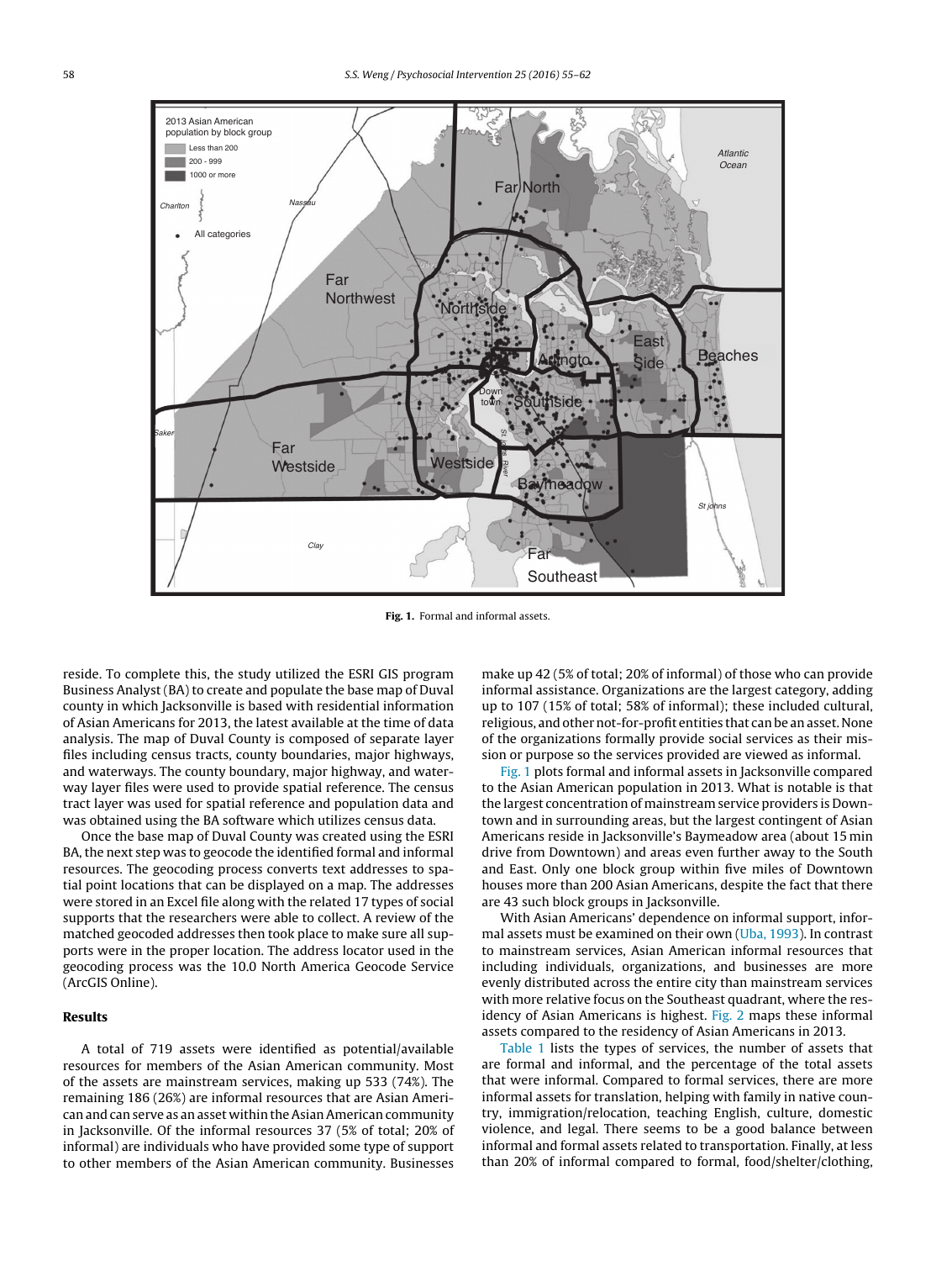Fig. 1. Formal and informal assets.

reside. To complete this, the study utilized the ESRI GIS program Business Analyst (BA) to create and populate the base map of Duval county in which Jacksonville is based with residential information of Asian Americans for 2013, the latest available at the time of data analysis. The map of Duval County is composed of separate layer files including census tracts, county boundaries, major highways, and waterways. The county boundary, major highway, and waterway layer files were used to provide spatial reference. The census tract layer was used for spatial reference and population data and was obtained using the BA software which utilizes census data.

Once the base map of Duval County was created using the ESRI BA, the next step was to geocode the identified formal and informal resources. The geocoding process converts text addresses to spatial point locations that can be displayed on a map. The addresses were stored in an Excel file along with the related 17 types of social supports that the researchers were able to collect. A review of the matched geocoded addresses then took place to make sure all supports were in the proper location. The address locator used in the geocoding process was the 10.0 North America Geocode Service (ArcGIS Online).

## Results

A total of 719 assets were identified as potential/available resources for members of the Asian American community. Most of the assets are mainstream services, making up 533 (74%). The remaining 186 (26%) are informal resources that are Asian American and can serve as an asset within the Asian American community in Jacksonville. Of the informal resources 37 (5% of total; 20% of informal) are individuals who have provided some type of support to other members of the Asian American community. Businesses make up 42 (5% of total; 20% of informal) of those who can provide informal assistance. Organizations are the largest category, adding up to 107 (15% of total; 58% of informal); these included cultural, religious, and other not-for-profit entities that can be an asset. None of the organizations formally provide social services as their mission or purpose so the services provided are viewed as informal.

Fig. 1 plots formal and informal assets in Jacksonville compared to the Asian American population in 2013. What is notable is that the largest concentration of mainstream service providers is Downtown and in surrounding areas, but the largest contingent of Asian Americans reside in Jacksonville's Baymeadow area (about 15 min drive from Downtown) and areas even further away to the South and East. Only one block group within five miles of Downtown houses more than 200 Asian Americans, despite the fact that there are 43 such block groups in Jacksonville.

With Asian Americans' dependence on informal support, informal assets must be examined on their own (Uba, 1993). In contrast to mainstream services, Asian American informal resources that including individuals, organizations, and businesses are more evenly distributed across the entire city than mainstream services with more relative focus on the Southeast quadrant, where the residency of Asian Americans is highest. Fig. 2 maps these informal assets compared to the residency of Asian Americans in 2013.

Table 1 lists the types of services, the number of assets that are formal and informal, and the percentage of the total assets that were informal. Compared to formal services, there are more informal assets for translation, helping with family in native country, immigration/relocation, teaching English, culture, domestic violence, and legal. There seems to be a good balance between informal and formal assets related to transportation. Finally, at less than 20% of informal compared to formal, food/shelter/clothing,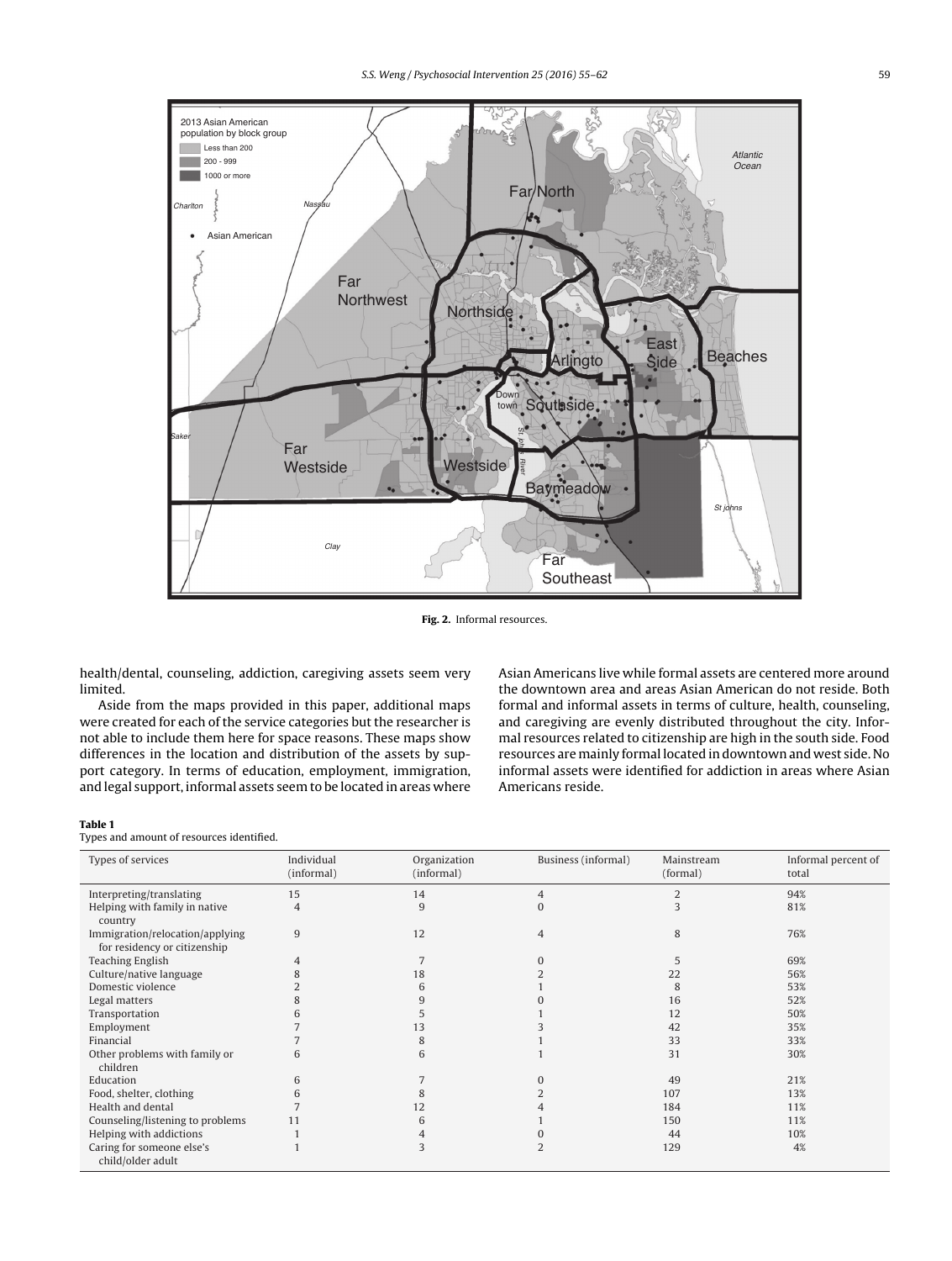Fig. 2. Informal resources.

health/dental, counseling, addiction, caregiving assets seem very limited.

Aside from the maps provided in this paper, additional maps were created for each of the service categories but the researcher is not able to include them here for space reasons. These maps show differences in the location and distribution of the assets by support category. In terms of education, employment, immigration, and legal support, informal assets seem to be located in areas where Asian Americans live while formal assets are centered more around the downtown area and areas Asian American do not reside. Both formal and informal assets in terms of culture, health, counseling, and caregiving are evenly distributed throughout the city. Informal resources related to citizenship are high in the south side. Food resources are mainly formal located in downtown and west side. No informal assets were identified for addiction in areas where Asian Americans reside.

**Table 1**
Types and amount of resources identified.

| Types of services | Individual (informal) | Organization (informal) | Business (informal) | Mainstream (formal) | Informal percent of total |
|---|---|---|---|---|---|
| Interpreting/translating | 15 | 14 | 4 | 2 | 94% |
| Helping with family in native country | 4 | 9 | 0 | 3 | 81% |
| Immigration/relocation/applying for residency or citizenship | 9 | 12 | 4 | 8 | 76% |
| Teaching English | 4 | 7 | 0 | 5 | 69% |
| Culture/native language | 8 | 18 | 2 | 22 | 56% |
| Domestic violence | 2 | 6 | 1 | 8 | 53% |
| Legal matters | 8 | 9 | 0 | 16 | 52% |
| Transportation | 6 | 5 | 1 | 12 | 50% |
| Employment | 7 | 13 | 3 | 42 | 35% |
| Financial | 7 | 8 | 1 | 33 | 33% |
| Other problems with family or children | 6 | 6 | 1 | 31 | 30% |
| Education | 6 | 7 | 0 | 49 | 21% |
| Food, shelter, clothing | 6 | 8 | 2 | 107 | 13% |
| Health and dental | 7 | 12 | 4 | 184 | 11% |
| Counseling/listening to problems | 11 | 6 | 1 | 150 | 11% |
| Helping with addictions | 1 | 4 | 0 | 44 | 10% |
| Caring for someone else's child/older adult | 1 | 3 | 2 | 129 | 4% |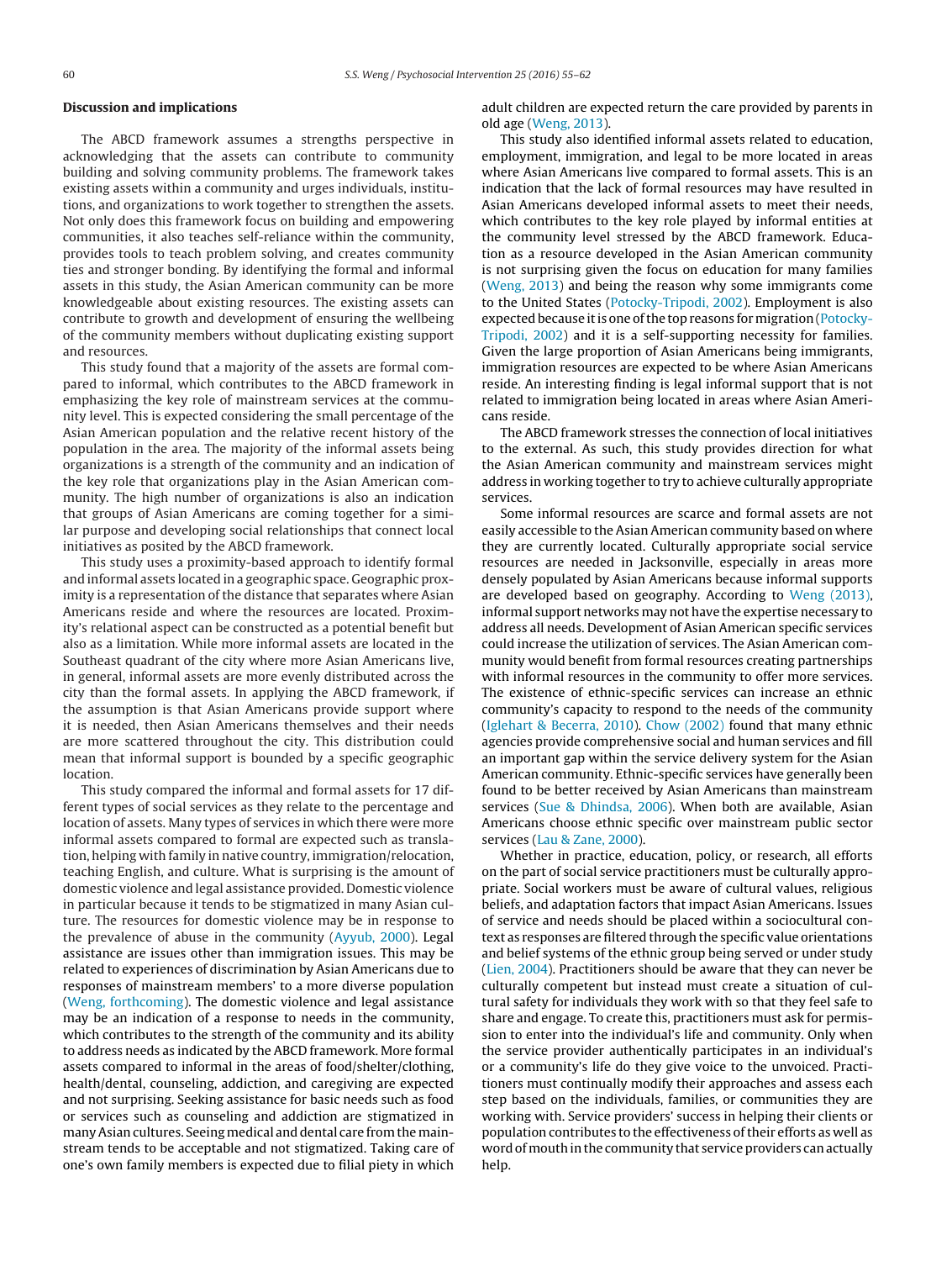## Discussion and implications

The ABCD framework assumes a strengths perspective in acknowledging that the assets can contribute to community building and solving community problems. The framework takes existing assets within a community and urges individuals, institutions, and organizations to work together to strengthen the assets. Not only does this framework focus on building and empowering communities, it also teaches self-reliance within the community, provides tools to teach problem solving, and creates community ties and stronger bonding. By identifying the formal and informal assets in this study, the Asian American community can be more knowledgeable about existing resources. The existing assets can contribute to growth and development of ensuring the wellbeing of the community members without duplicating existing support and resources.

This study found that a majority of the assets are formal compared to informal, which contributes to the ABCD framework in emphasizing the key role of mainstream services at the community level. This is expected considering the small percentage of the Asian American population and the relative recent history of the population in the area. The majority of the informal assets being organizations is a strength of the community and an indication of the key role that organizations play in the Asian American community. The high number of organizations is also an indication that groups of Asian Americans are coming together for a similar purpose and developing social relationships that connect local initiatives as posited by the ABCD framework.

This study uses a proximity-based approach to identify formal and informal assets located in a geographic space. Geographic proximity is a representation of the distance that separates where Asian Americans reside and where the resources are located. Proximity's relational aspect can be constructed as a potential benefit but also as a limitation. While more informal assets are located in the Southeast quadrant of the city where more Asian Americans live, in general, informal assets are more evenly distributed across the city than the formal assets. In applying the ABCD framework, if the assumption is that Asian Americans provide support where it is needed, then Asian Americans themselves and their needs are more scattered throughout the city. This distribution could mean that informal support is bounded by a specific geographic location.

This study compared the informal and formal assets for 17 different types of social services as they relate to the percentage and location of assets. Many types of services in which there were more informal assets compared to formal are expected such as translation, helping with family in native country, immigration/relocation, teaching English, and culture. What is surprising is the amount of domestic violence and legal assistance provided. Domestic violence in particular because it tends to be stigmatized in many Asian culture. The resources for domestic violence may be in response to the prevalence of abuse in the community (Ayyub, 2000). Legal assistance are issues other than immigration issues. This may be related to experiences of discrimination by Asian Americans due to responses of mainstream members' to a more diverse population (Weng, forthcoming). The domestic violence and legal assistance may be an indication of a response to needs in the community, which contributes to the strength of the community and its ability to address needs as indicated by the ABCD framework. More formal assets compared to informal in the areas of food/shelter/clothing, health/dental, counseling, addiction, and caregiving are expected and not surprising. Seeking assistance for basic needs such as food or services such as counseling and addiction are stigmatized in many Asian cultures. Seeing medical and dental care from the mainstream tends to be acceptable and not stigmatized. Taking care of one's own family members is expected due to filial piety in which adult children are expected return the care provided by parents in old age (Weng, 2013).

This study also identified informal assets related to education, employment, immigration, and legal to be more located in areas where Asian Americans live compared to formal assets. This is an indication that the lack of formal resources may have resulted in Asian Americans developed informal assets to meet their needs, which contributes to the key role played by informal entities at the community level stressed by the ABCD framework. Education as a resource developed in the Asian American community is not surprising given the focus on education for many families (Weng, 2013) and being the reason why some immigrants come to the United States (Potocky-Tripodi, 2002). Employment is also expected because it is one of the top reasons for migration (Potocky-Tripodi, 2002) and it is a self-supporting necessity for families. Given the large proportion of Asian Americans being immigrants, immigration resources are expected to be where Asian Americans reside. An interesting finding is legal informal support that is not related to immigration being located in areas where Asian Americans reside.

The ABCD framework stresses the connection of local initiatives to the external. As such, this study provides direction for what the Asian American community and mainstream services might address in working together to try to achieve culturally appropriate services.

Some informal resources are scarce and formal assets are not easily accessible to the Asian American community based on where they are currently located. Culturally appropriate social service resources are needed in Jacksonville, especially in areas more densely populated by Asian Americans because informal supports are developed based on geography. According to Weng (2013), informal support networks may not have the expertise necessary to address all needs. Development of Asian American specific services could increase the utilization of services. The Asian American community would benefit from formal resources creating partnerships with informal resources in the community to offer more services. The existence of ethnic-specific services can increase an ethnic community's capacity to respond to the needs of the community (Iglehart & Becerra, 2010). Chow (2002) found that many ethnic agencies provide comprehensive social and human services and fill an important gap within the service delivery system for the Asian American community. Ethnic-specific services have generally been found to be better received by Asian Americans than mainstream services (Sue & Dhindsa, 2006). When both are available, Asian Americans choose ethnic specific over mainstream public sector services (Lau & Zane, 2000).

Whether in practice, education, policy, or research, all efforts on the part of social service practitioners must be culturally appropriate. Social workers must be aware of cultural values, religious beliefs, and adaptation factors that impact Asian Americans. Issues of service and needs should be placed within a sociocultural context as responses are filtered through the specific value orientations and belief systems of the ethnic group being served or under study (Lien, 2004). Practitioners should be aware that they can never be culturally competent but instead must create a situation of cultural safety for individuals they work with so that they feel safe to share and engage. To create this, practitioners must ask for permission to enter into the individual's life and community. Only when the service provider authentically participates in an individual's or a community's life do they give voice to the unvoiced. Practitioners must continually modify their approaches and assess each step based on the individuals, families, or communities they are working with. Service providers' success in helping their clients or population contributes to the effectiveness of their efforts as well as word of mouth in the community that service providers can actually help.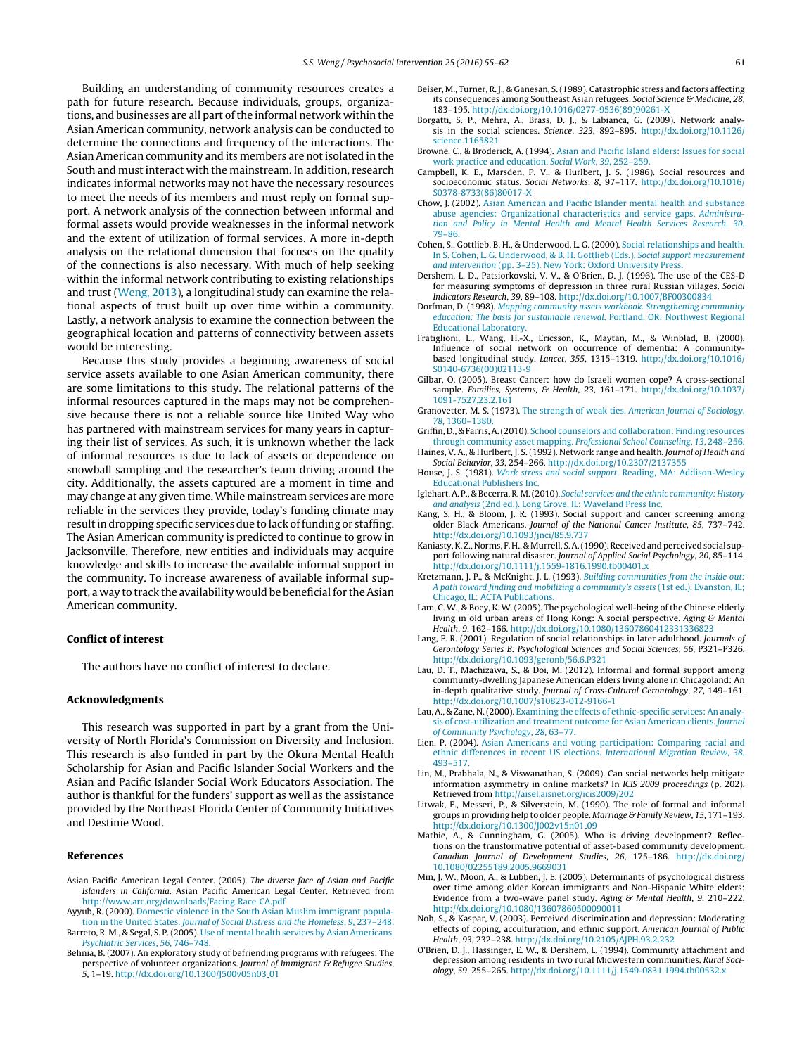Building an understanding of community resources creates a path for future research. Because individuals, groups, organizations, and businesses are all part of the informal network within the Asian American community, network analysis can be conducted to determine the connections and frequency of the interactions. The Asian American community and its members are not isolated in the South and must interact with the mainstream. In addition, research indicates informal networks may not have the necessary resources to meet the needs of its members and must reply on formal support. A network analysis of the connection between informal and formal assets would provide weaknesses in the informal network and the extent of utilization of formal services. A more in-depth analysis on the relational dimension that focuses on the quality of the connections is also necessary. With much of help seeking within the informal network contributing to existing relationships and trust (Weng, 2013), a longitudinal study can examine the relational aspects of trust built up over time within a community. Lastly, a network analysis to examine the connection between the geographical location and patterns of connectivity between assets would be interesting.

Because this study provides a beginning awareness of social service assets available to one Asian American community, there are some limitations to this study. The relational patterns of the informal resources captured in the maps may not be comprehensive because there is not a reliable source like United Way who has partnered with mainstream services for many years in capturing their list of services. As such, it is unknown whether the lack of informal resources is due to lack of assets or dependence on snowball sampling and the researcher's team driving around the city. Additionally, the assets captured are a moment in time and may change at any given time. While mainstream services are more reliable in the services they provide, today's funding climate may result in dropping specific services due to lack of funding or staffing. The Asian American community is predicted to continue to grow in Jacksonville. Therefore, new entities and individuals may acquire knowledge and skills to increase the available informal support in the community. To increase awareness of available informal support, a way to track the availability would be beneficial for the Asian American community.

## Conflict of interest

The authors have no conflict of interest to declare.

## Acknowledgments

This research was supported in part by a grant from the University of North Florida's Commission on Diversity and Inclusion. This research is also funded in part by the Okura Mental Health Scholarship for Asian and Pacific Islander Social Workers and the Asian and Pacific Islander Social Work Educators Association. The author is thankful for the funders' support as well as the assistance provided by the Northeast Florida Center of Community Initiatives and Destinie Wood.

## References

Asian Pacific American Legal Center. (2005). *The diverse face of Asian and Pacific Islanders in California*. Asian Pacific American Legal Center. Retrieved from http://www.arc.org/downloads/Facing_Race_CA.pdf

Ayyub, R. (2000). Domestic violence in the South Asian Muslim immigrant population in the United States. *Journal of Social Distress and the Homeless*, *9*, 237–248.

Barreto, R. M., & Segal, S. P. (2005). Use of mental health services by Asian Americans. *Psychiatric Services*, *56*, 746–748.

Behnia, B. (2007). An exploratory study of befriending programs with refugees: The perspective of volunteer organizations. *Journal of Immigrant & Refugee Studies*, *5*, 1–19. http://dx.doi.org/10.1300/J500v05n03_01

Beiser, M., Turner, R. J., & Ganesan, S. (1989). Catastrophic stress and factors affecting its consequences among Southeast Asian refugees. *Social Science & Medicine*, *28*, 183–195. http://dx.doi.org/10.1016/0277-9536(89)90261-X

Borgatti, S. P., Mehra, A., Brass, D. J., & Labianca, G. (2009). Network analysis in the social sciences. *Science*, *323*, 892–895. http://dx.doi.org/10.1126/science.1165821

Browne, C., & Broderick, A. (1994). Asian and Pacific Island elders: Issues for social work practice and education. *Social Work*, *39*, 252–259.

Campbell, K. E., Marsden, P. V., & Hurlbert, J. S. (1986). Social resources and socioeconomic status. *Social Networks*, *8*, 97–117. http://dx.doi.org/10.1016/S0378-8733(86)80017-X

Chow, J. (2002). Asian American and Pacific Islander mental health and substance abuse agencies: Organizational characteristics and service gaps. *Administration and Policy in Mental Health and Mental Health Services Research*, *30*, 79–86.

Cohen, S., Gottlieb, B. H., & Underwood, L. G. (2000). Social relationships and health. In S. Cohen, L. G. Underwood, & B. H. Gottlieb (Eds.), *Social support measurement and intervention* (pp. 3–25). New York: Oxford University Press.

Dershem, L. D., Patsiorkovski, V. V., & O'Brien, D. J. (1996). The use of the CES-D for measuring symptoms of depression in three rural Russian villages. *Social Indicators Research*, *39*, 89–108. http://dx.doi.org/10.1007/BF00300834

Dorfman, D. (1998). *Mapping community assets workbook. Strengthening community education: The basis for sustainable renewal*. Portland, OR: Northwest Regional Educational Laboratory.

Fratiglioni, L., Wang, H.-X., Ericsson, K., Maytan, M., & Winblad, B. (2000). Influence of social network on occurrence of dementia: A community-based longitudinal study. *Lancet*, *355*, 1315–1319. http://dx.doi.org/10.1016/S0140-6736(00)02113-9

Gilbar, O. (2005). Breast Cancer: how do Israeli women cope? A cross-sectional sample. *Families, Systems, & Health*, *23*, 161–171. http://dx.doi.org/10.1037/1091-7527.23.2.161

Granovetter, M. S. (1973). The strength of weak ties. *American Journal of Sociology*, *78*, 1360–1380.

Griffin, D., & Farris, A. (2010). School counselors and collaboration: Finding resources through community asset mapping. *Professional School Counseling*, *13*, 248–256.

Haines, V. A., & Hurlbert, J. S. (1992). Network range and health. *Journal of Health and Social Behavior*, *33*, 254–266. http://dx.doi.org/10.2307/2137355

House, J. S. (1981). *Work stress and social support*. Reading, MA: Addison-Wesley Educational Publishers Inc.

Iglehart, A. P., & Becerra, R. M. (2010). *Social services and the ethnic community: History and analysis* (2nd ed.). Long Grove, IL: Waveland Press Inc.

Kang, S. H., & Bloom, J. R. (1993). Social support and cancer screening among older Black Americans. *Journal of the National Cancer Institute*, *85*, 737–742. http://dx.doi.org/10.1093/jnci/85.9.737

Kaniasty, K. Z., Norms, F. H., & Murrell, S. A. (1990). Received and perceived social support following natural disaster. *Journal of Applied Social Psychology*, *20*, 85–114. http://dx.doi.org/10.1111/j.1559-1816.1990.tb00401.x

Kretzmann, J. P., & McKnight, J. L. (1993). *Building communities from the inside out: A path toward finding and mobilizing a community's assets* (1st ed.). Evanston, IL; Chicago, IL: ACTA Publications.

Lam, C. W., & Boey, K. W. (2005). The psychological well-being of the Chinese elderly living in old urban areas of Hong Kong: A social perspective. *Aging & Mental Health*, *9*, 162–166. http://dx.doi.org/10.1080/13607860412331336823

Lang, F. R. (2001). Regulation of social relationships in later adulthood. *Journals of Gerontology Series B: Psychological Sciences and Social Sciences*, *56*, P321–P326. http://dx.doi.org/10.1093/geronb/56.6.P321

Lau, D. T., Machizawa, S., & Doi, M. (2012). Informal and formal support among community-dwelling Japanese American elders living alone in Chicagoland: An in-depth qualitative study. *Journal of Cross-Cultural Gerontology*, *27*, 149–161. http://dx.doi.org/10.1007/s10823-012-9166-1

Lau, A., & Zane, N. (2000). Examining the effects of ethnic-specific services: An analysis of cost-utilization and treatment outcome for Asian American clients. *Journal of Community Psychology*, *28*, 63–77.

Lien, P. (2004). Asian Americans and voting participation: Comparing racial and ethnic differences in recent US elections. *International Migration Review*, *38*, 493–517.

Lin, M., Prabhala, N., & Viswanathan, S. (2009). Can social networks help mitigate information asymmetry in online markets? In *ICIS 2009 proceedings* (p. 202). Retrieved from http://aisel.aisnet.org/icis2009/202

Litwak, E., Messeri, P., & Silverstein, M. (1990). The role of formal and informal groups in providing help to older people. *Marriage & Family Review*, *15*, 171–193. http://dx.doi.org/10.1300/J002v15n01_09

Mathie, A., & Cunningham, G. (2005). Who is driving development? Reflections on the transformative potential of asset-based community development. *Canadian Journal of Development Studies*, *26*, 175–186. http://dx.doi.org/10.1080/02255189.2005.9669031

Min, J. W., Moon, A., & Lubben, J. E. (2005). Determinants of psychological distress over time among older Korean immigrants and Non-Hispanic White elders: Evidence from a two-wave panel study. *Aging & Mental Health*, *9*, 210–222. http://dx.doi.org/10.1080/13607860500090011

Noh, S., & Kaspar, V. (2003). Perceived discrimination and depression: Moderating effects of coping, acculturation, and ethnic support. *American Journal of Public Health*, *93*, 232–238. http://dx.doi.org/10.2105/AJPH.93.2.232

O'Brien, D. J., Hassinger, E. W., & Dershem, L. (1994). Community attachment and depression among residents in two rural Midwestern communities. *Rural Sociology*, *59*, 255–265. http://dx.doi.org/10.1111/j.1549-0831.1994.tb00532.x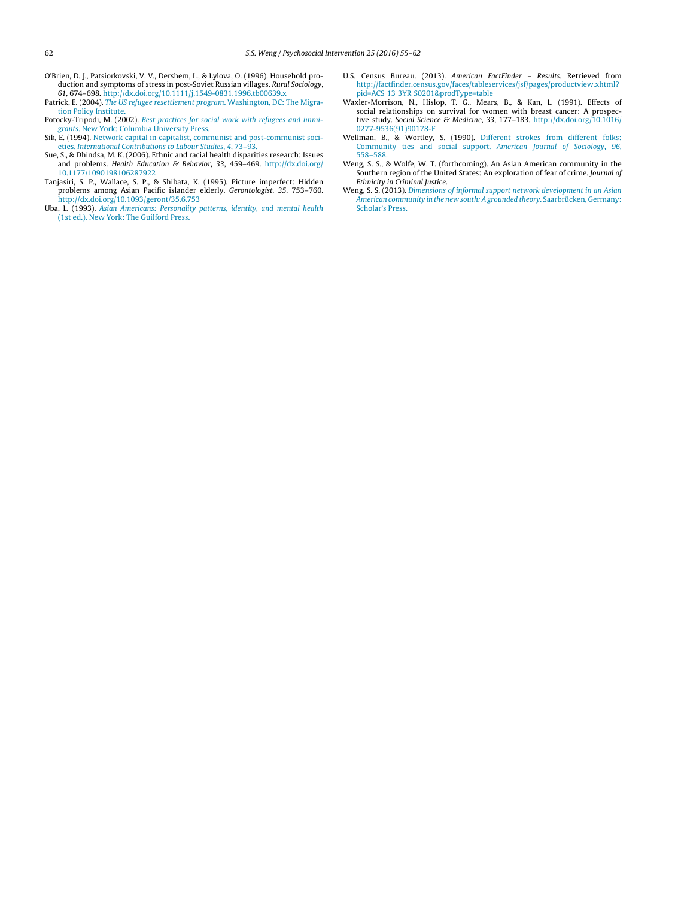O'Brien, D. J., Patsiorkovski, V. V., Dershem, L., & Lylova, O. (1996). Household production and symptoms of stress in post-Soviet Russian villages. *Rural Sociology*, *61*, 674–698. http://dx.doi.org/10.1111/j.1549-0831.1996.tb00639.x

Patrick, E. (2004). *The US refugee resettlement program*. Washington, DC: The Migration Policy Institute.

Potocky-Tripodi, M. (2002). *Best practices for social work with refugees and immigrants*. New York: Columbia University Press.

Sik, E. (1994). Network capital in capitalist, communist and post-communist societies. *International Contributions to Labour Studies*, *4*, 73–93.

Sue, S., & Dhindsa, M. K. (2006). Ethnic and racial health disparities research: Issues and problems. *Health Education & Behavior*, *33*, 459–469. http://dx.doi.org/10.1177/1090198106287922

Tanjasiri, S. P., Wallace, S. P., & Shibata, K. (1995). Picture imperfect: Hidden problems among Asian Pacific islander elderly. *Gerontologist*, *35*, 753–760. http://dx.doi.org/10.1093/geront/35.6.753

Uba, L. (1993). *Asian Americans: Personality patterns, identity, and mental health* (1st ed.). New York: The Guilford Press.

U.S. Census Bureau. (2013). *American FactFinder – Results*. Retrieved from http://factfinder.census.gov/faces/tableservices/jsf/pages/productview.xhtml?pid=ACS_13_3YR_S0201&prodType=table

Waxler-Morrison, N., Hislop, T. G., Mears, B., & Kan, L. (1991). Effects of social relationships on survival for women with breast cancer: A prospective study. *Social Science & Medicine*, *33*, 177–183. http://dx.doi.org/10.1016/0277-9536(91)90178-F

Wellman, B., & Wortley, S. (1990). Different strokes from different folks: Community ties and social support. *American Journal of Sociology*, *96*, 558–588.

Weng, S. S., & Wolfe, W. T. (forthcoming). An Asian American community in the Southern region of the United States: An exploration of fear of crime. *Journal of Ethnicity in Criminal Justice*.

Weng, S. S. (2013). *Dimensions of informal support network development in an Asian American community in the new south: A grounded theory*. Saarbrücken, Germany: Scholar's Press.